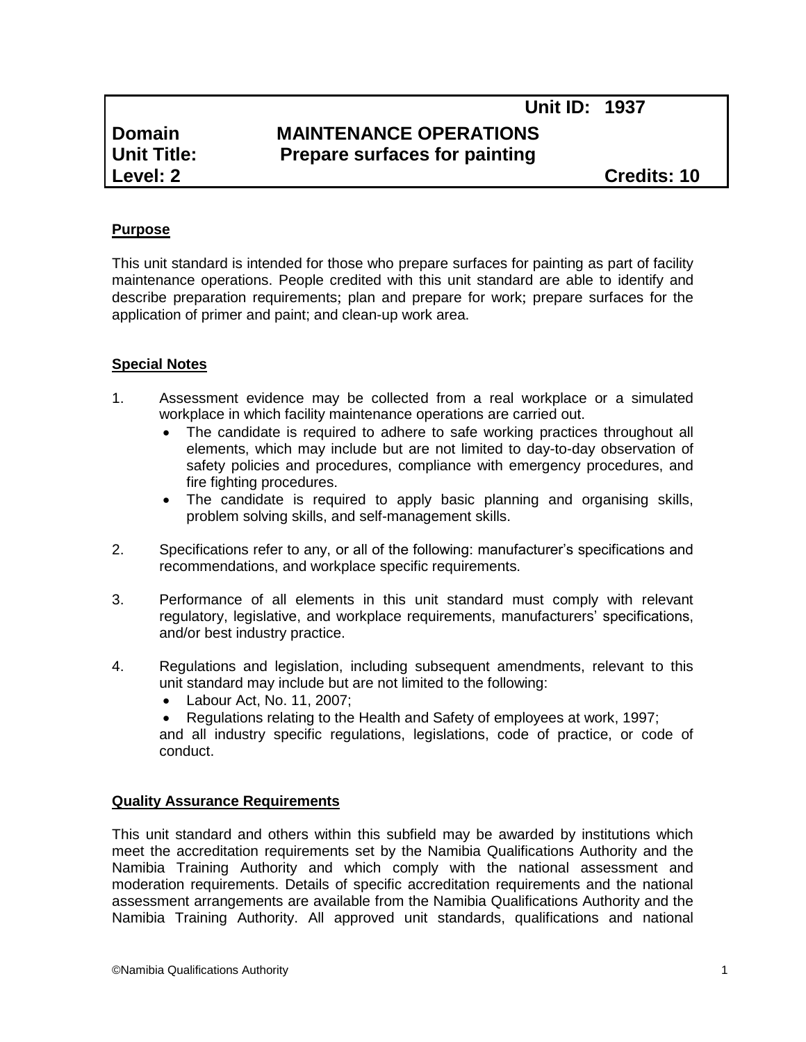**Unit ID: 1937**

**Domain** **MAINTENANCE OPERATIONS**
**Unit Title:** **Prepare surfaces for painting**
**Level: 2** **Credits: 10**

## Purpose

This unit standard is intended for those who prepare surfaces for painting as part of facility maintenance operations. People credited with this unit standard are able to identify and describe preparation requirements; plan and prepare for work; prepare surfaces for the application of primer and paint; and clean-up work area.

## Special Notes

1. Assessment evidence may be collected from a real workplace or a simulated workplace in which facility maintenance operations are carried out.
   - The candidate is required to adhere to safe working practices throughout all elements, which may include but are not limited to day-to-day observation of safety policies and procedures, compliance with emergency procedures, and fire fighting procedures.
   - The candidate is required to apply basic planning and organising skills, problem solving skills, and self-management skills.

2. Specifications refer to any, or all of the following: manufacturer's specifications and recommendations, and workplace specific requirements.

3. Performance of all elements in this unit standard must comply with relevant regulatory, legislative, and workplace requirements, manufacturers' specifications, and/or best industry practice.

4. Regulations and legislation, including subsequent amendments, relevant to this unit standard may include but are not limited to the following:
   - Labour Act, No. 11, 2007;
   - Regulations relating to the Health and Safety of employees at work, 1997;

   and all industry specific regulations, legislations, code of practice, or code of conduct.

## Quality Assurance Requirements

This unit standard and others within this subfield may be awarded by institutions which meet the accreditation requirements set by the Namibia Qualifications Authority and the Namibia Training Authority and which comply with the national assessment and moderation requirements. Details of specific accreditation requirements and the national assessment arrangements are available from the Namibia Qualifications Authority and the Namibia Training Authority. All approved unit standards, qualifications and national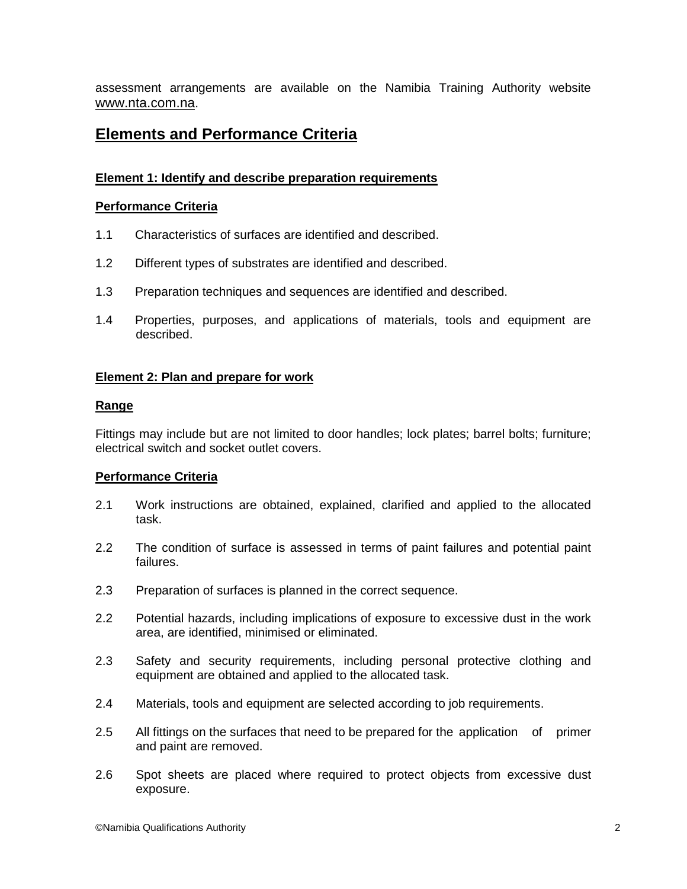assessment arrangements are available on the Namibia Training Authority website www.nta.com.na.

## Elements and Performance Criteria

### Element 1: Identify and describe preparation requirements

**Performance Criteria**

1.1 Characteristics of surfaces are identified and described.

1.2 Different types of substrates are identified and described.

1.3 Preparation techniques and sequences are identified and described.

1.4 Properties, purposes, and applications of materials, tools and equipment are described.

### Element 2: Plan and prepare for work

**Range**

Fittings may include but are not limited to door handles; lock plates; barrel bolts; furniture; electrical switch and socket outlet covers.

**Performance Criteria**

2.1 Work instructions are obtained, explained, clarified and applied to the allocated task.

2.2 The condition of surface is assessed in terms of paint failures and potential paint failures.

2.3 Preparation of surfaces is planned in the correct sequence.

2.2 Potential hazards, including implications of exposure to excessive dust in the work area, are identified, minimised or eliminated.

2.3 Safety and security requirements, including personal protective clothing and equipment are obtained and applied to the allocated task.

2.4 Materials, tools and equipment are selected according to job requirements.

2.5 All fittings on the surfaces that need to be prepared for the application of primer and paint are removed.

2.6 Spot sheets are placed where required to protect objects from excessive dust exposure.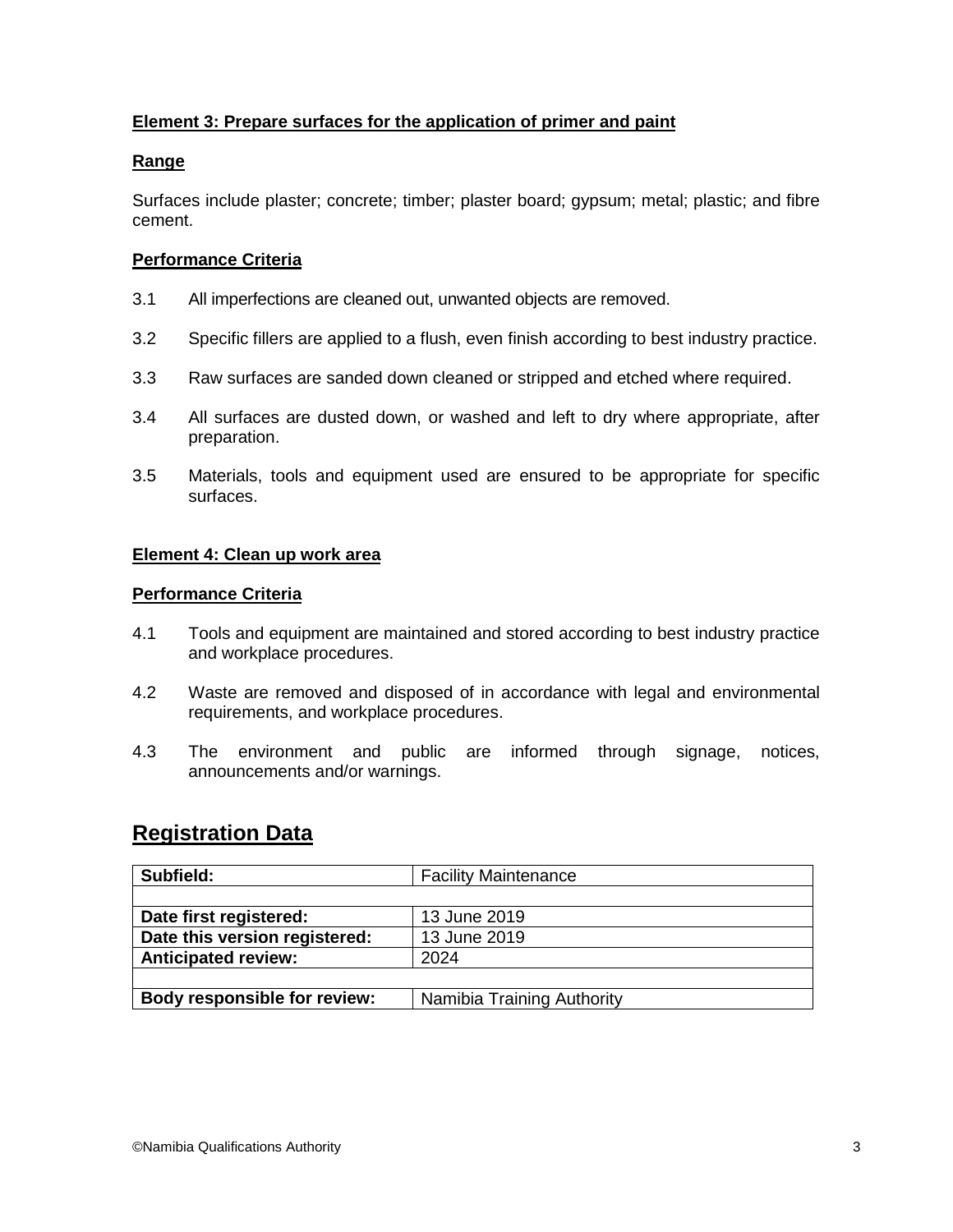**Element 3: Prepare surfaces for the application of primer and paint**

**Range**

Surfaces include plaster; concrete; timber; plaster board; gypsum; metal; plastic; and fibre cement.

**Performance Criteria**

3.1 All imperfections are cleaned out, unwanted objects are removed.

3.2 Specific fillers are applied to a flush, even finish according to best industry practice.

3.3 Raw surfaces are sanded down cleaned or stripped and etched where required.

3.4 All surfaces are dusted down, or washed and left to dry where appropriate, after preparation.

3.5 Materials, tools and equipment used are ensured to be appropriate for specific surfaces.

**Element 4: Clean up work area**

**Performance Criteria**

4.1 Tools and equipment are maintained and stored according to best industry practice and workplace procedures.

4.2 Waste are removed and disposed of in accordance with legal and environmental requirements, and workplace procedures.

4.3 The environment and public are informed through signage, notices, announcements and/or warnings.

## Registration Data

| | |
|---|---|
| **Subfield:** | Facility Maintenance |
| | |
| **Date first registered:** | 13 June 2019 |
| **Date this version registered:** | 13 June 2019 |
| **Anticipated review:** | 2024 |
| | |
| **Body responsible for review:** | Namibia Training Authority |

©Namibia Qualifications Authority